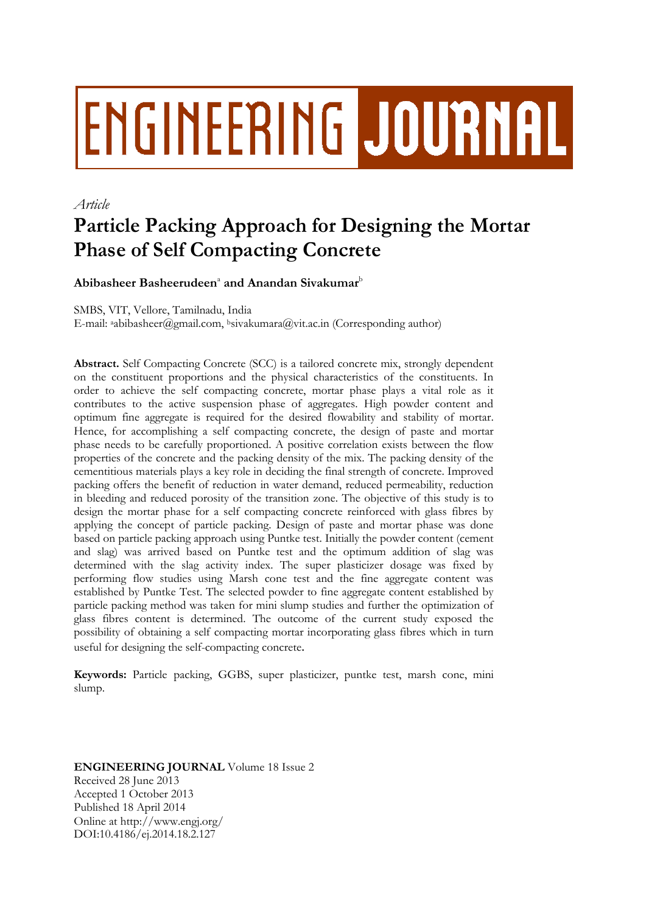# ENGINEERING JOURNAL

*Article*

# Particle Packing Approach for Designing the Mortar Phase of Self Compacting Concrete

**Abibasheer Basheerudeen**[a] **and Anandan Sivakumar**[b]

SMBS, VIT, Vellore, Tamilnadu, India
E-mail: [a]abibasheer@gmail.com, [b]sivakumara@vit.ac.in (Corresponding author)

**Abstract.** Self Compacting Concrete (SCC) is a tailored concrete mix, strongly dependent on the constituent proportions and the physical characteristics of the constituents. In order to achieve the self compacting concrete, mortar phase plays a vital role as it contributes to the active suspension phase of aggregates. High powder content and optimum fine aggregate is required for the desired flowability and stability of mortar. Hence, for accomplishing a self compacting concrete, the design of paste and mortar phase needs to be carefully proportioned. A positive correlation exists between the flow properties of the concrete and the packing density of the mix. The packing density of the cementitious materials plays a key role in deciding the final strength of concrete. Improved packing offers the benefit of reduction in water demand, reduced permeability, reduction in bleeding and reduced porosity of the transition zone. The objective of this study is to design the mortar phase for a self compacting concrete reinforced with glass fibres by applying the concept of particle packing. Design of paste and mortar phase was done based on particle packing approach using Puntke test. Initially the powder content (cement and slag) was arrived based on Puntke test and the optimum addition of slag was determined with the slag activity index. The super plasticizer dosage was fixed by performing flow studies using Marsh cone test and the fine aggregate content was established by Puntke Test. The selected powder to fine aggregate content established by particle packing method was taken for mini slump studies and further the optimization of glass fibres content is determined. The outcome of the current study exposed the possibility of obtaining a self compacting mortar incorporating glass fibres which in turn useful for designing the self-compacting concrete.

**Keywords:** Particle packing, GGBS, super plasticizer, puntke test, marsh cone, mini slump.

**ENGINEERING JOURNAL** Volume 18 Issue 2
Received 28 June 2013
Accepted 1 October 2013
Published 18 April 2014
Online at http://www.engj.org/
DOI:10.4186/ej.2014.18.2.127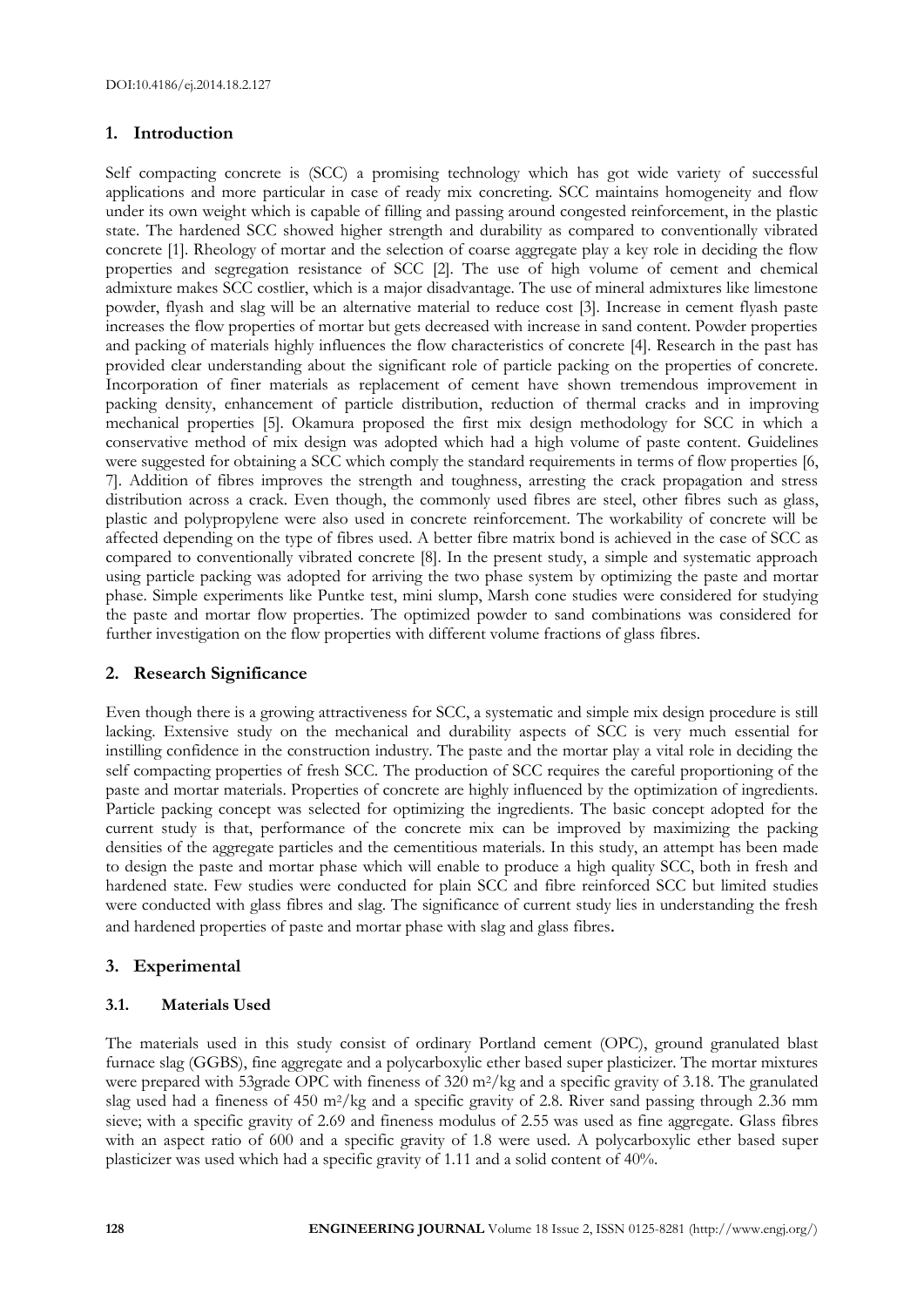## 1. Introduction

Self compacting concrete is (SCC) a promising technology which has got wide variety of successful applications and more particular in case of ready mix concreting. SCC maintains homogeneity and flow under its own weight which is capable of filling and passing around congested reinforcement, in the plastic state. The hardened SCC showed higher strength and durability as compared to conventionally vibrated concrete [1]. Rheology of mortar and the selection of coarse aggregate play a key role in deciding the flow properties and segregation resistance of SCC [2]. The use of high volume of cement and chemical admixture makes SCC costlier, which is a major disadvantage. The use of mineral admixtures like limestone powder, flyash and slag will be an alternative material to reduce cost [3]. Increase in cement flyash paste increases the flow properties of mortar but gets decreased with increase in sand content. Powder properties and packing of materials highly influences the flow characteristics of concrete [4]. Research in the past has provided clear understanding about the significant role of particle packing on the properties of concrete. Incorporation of finer materials as replacement of cement have shown tremendous improvement in packing density, enhancement of particle distribution, reduction of thermal cracks and in improving mechanical properties [5]. Okamura proposed the first mix design methodology for SCC in which a conservative method of mix design was adopted which had a high volume of paste content. Guidelines were suggested for obtaining a SCC which comply the standard requirements in terms of flow properties [6, 7]. Addition of fibres improves the strength and toughness, arresting the crack propagation and stress distribution across a crack. Even though, the commonly used fibres are steel, other fibres such as glass, plastic and polypropylene were also used in concrete reinforcement. The workability of concrete will be affected depending on the type of fibres used. A better fibre matrix bond is achieved in the case of SCC as compared to conventionally vibrated concrete [8]. In the present study, a simple and systematic approach using particle packing was adopted for arriving the two phase system by optimizing the paste and mortar phase. Simple experiments like Puntke test, mini slump, Marsh cone studies were considered for studying the paste and mortar flow properties. The optimized powder to sand combinations was considered for further investigation on the flow properties with different volume fractions of glass fibres.

## 2. Research Significance

Even though there is a growing attractiveness for SCC, a systematic and simple mix design procedure is still lacking. Extensive study on the mechanical and durability aspects of SCC is very much essential for instilling confidence in the construction industry. The paste and the mortar play a vital role in deciding the self compacting properties of fresh SCC. The production of SCC requires the careful proportioning of the paste and mortar materials. Properties of concrete are highly influenced by the optimization of ingredients. Particle packing concept was selected for optimizing the ingredients. The basic concept adopted for the current study is that, performance of the concrete mix can be improved by maximizing the packing densities of the aggregate particles and the cementitious materials. In this study, an attempt has been made to design the paste and mortar phase which will enable to produce a high quality SCC, both in fresh and hardened state. Few studies were conducted for plain SCC and fibre reinforced SCC but limited studies were conducted with glass fibres and slag. The significance of current study lies in understanding the fresh and hardened properties of paste and mortar phase with slag and glass fibres.

## 3. Experimental

### 3.1. Materials Used

The materials used in this study consist of ordinary Portland cement (OPC), ground granulated blast furnace slag (GGBS), fine aggregate and a polycarboxylic ether based super plasticizer. The mortar mixtures were prepared with 53grade OPC with fineness of 320 $m^2/kg$ and a specific gravity of 3.18. The granulated slag used had a fineness of 450 $m^2/kg$ and a specific gravity of 2.8. River sand passing through 2.36 mm sieve; with a specific gravity of 2.69 and fineness modulus of 2.55 was used as fine aggregate. Glass fibres with an aspect ratio of 600 and a specific gravity of 1.8 were used. A polycarboxylic ether based super plasticizer was used which had a specific gravity of 1.11 and a solid content of 40%.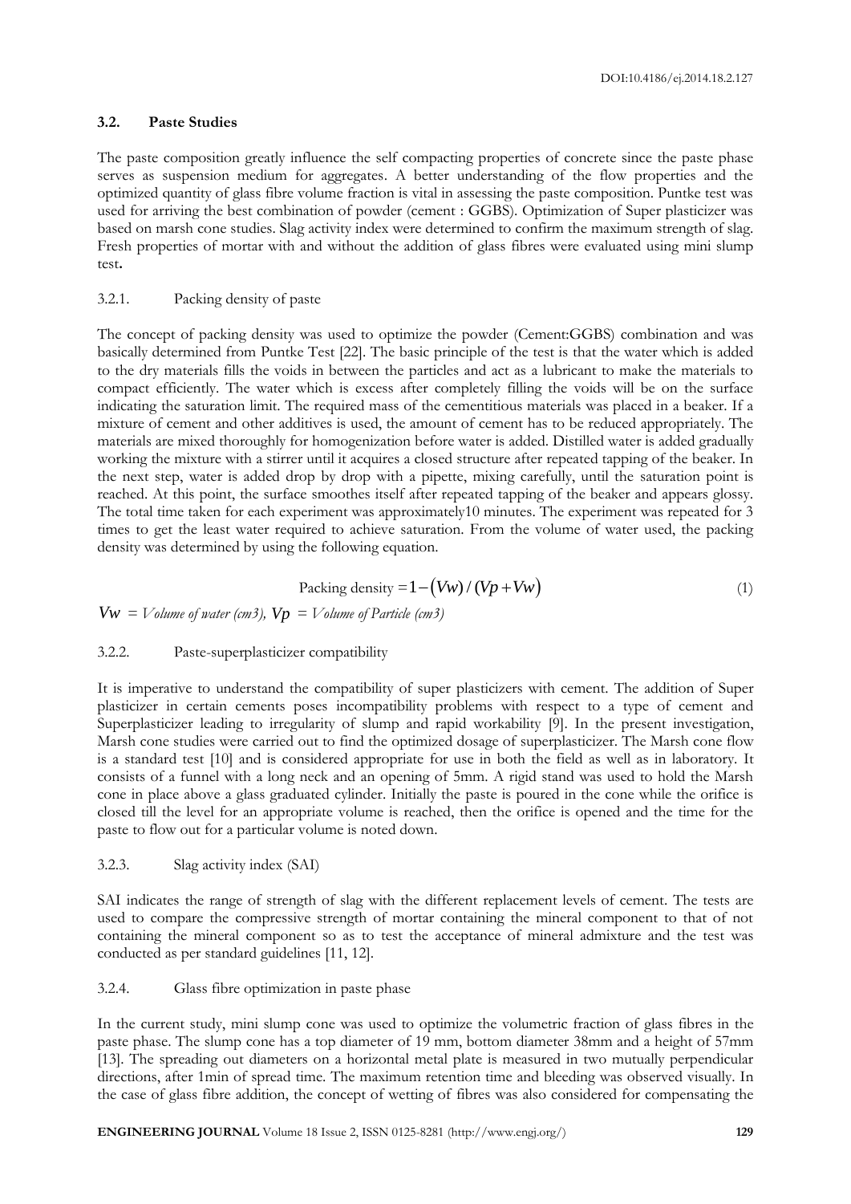### 3.2. Paste Studies

The paste composition greatly influence the self compacting properties of concrete since the paste phase serves as suspension medium for aggregates. A better understanding of the flow properties and the optimized quantity of glass fibre volume fraction is vital in assessing the paste composition. Puntke test was used for arriving the best combination of powder (cement : GGBS). Optimization of Super plasticizer was based on marsh cone studies. Slag activity index were determined to confirm the maximum strength of slag. Fresh properties of mortar with and without the addition of glass fibres were evaluated using mini slump test**.**

#### 3.2.1. Packing density of paste

The concept of packing density was used to optimize the powder (Cement:GGBS) combination and was basically determined from Puntke Test [22]. The basic principle of the test is that the water which is added to the dry materials fills the voids in between the particles and act as a lubricant to make the materials to compact efficiently. The water which is excess after completely filling the voids will be on the surface indicating the saturation limit. The required mass of the cementitious materials was placed in a beaker. If a mixture of cement and other additives is used, the amount of cement has to be reduced appropriately. The materials are mixed thoroughly for homogenization before water is added. Distilled water is added gradually working the mixture with a stirrer until it acquires a closed structure after repeated tapping of the beaker. In the next step, water is added drop by drop with a pipette, mixing carefully, until the saturation point is reached. At this point, the surface smoothes itself after repeated tapping of the beaker and appears glossy. The total time taken for each experiment was approximately10 minutes. The experiment was repeated for 3 times to get the least water required to achieve saturation. From the volume of water used, the packing density was determined by using the following equation.

$$\text{Packing density} = 1-(Vw)/(Vp+Vw) \tag{1}$$

$Vw$ = *Volume of water (cm3),* $Vp$ = *Volume of Particle (cm3)*

#### 3.2.2. Paste-superplasticizer compatibility

It is imperative to understand the compatibility of super plasticizers with cement. The addition of Super plasticizer in certain cements poses incompatibility problems with respect to a type of cement and Superplasticizer leading to irregularity of slump and rapid workability [9]. In the present investigation, Marsh cone studies were carried out to find the optimized dosage of superplasticizer. The Marsh cone flow is a standard test [10] and is considered appropriate for use in both the field as well as in laboratory. It consists of a funnel with a long neck and an opening of 5mm. A rigid stand was used to hold the Marsh cone in place above a glass graduated cylinder. Initially the paste is poured in the cone while the orifice is closed till the level for an appropriate volume is reached, then the orifice is opened and the time for the paste to flow out for a particular volume is noted down.

#### 3.2.3. Slag activity index (SAI)

SAI indicates the range of strength of slag with the different replacement levels of cement. The tests are used to compare the compressive strength of mortar containing the mineral component to that of not containing the mineral component so as to test the acceptance of mineral admixture and the test was conducted as per standard guidelines [11, 12].

#### 3.2.4. Glass fibre optimization in paste phase

In the current study, mini slump cone was used to optimize the volumetric fraction of glass fibres in the paste phase. The slump cone has a top diameter of 19 mm, bottom diameter 38mm and a height of 57mm [13]. The spreading out diameters on a horizontal metal plate is measured in two mutually perpendicular directions, after 1min of spread time. The maximum retention time and bleeding was observed visually. In the case of glass fibre addition, the concept of wetting of fibres was also considered for compensating the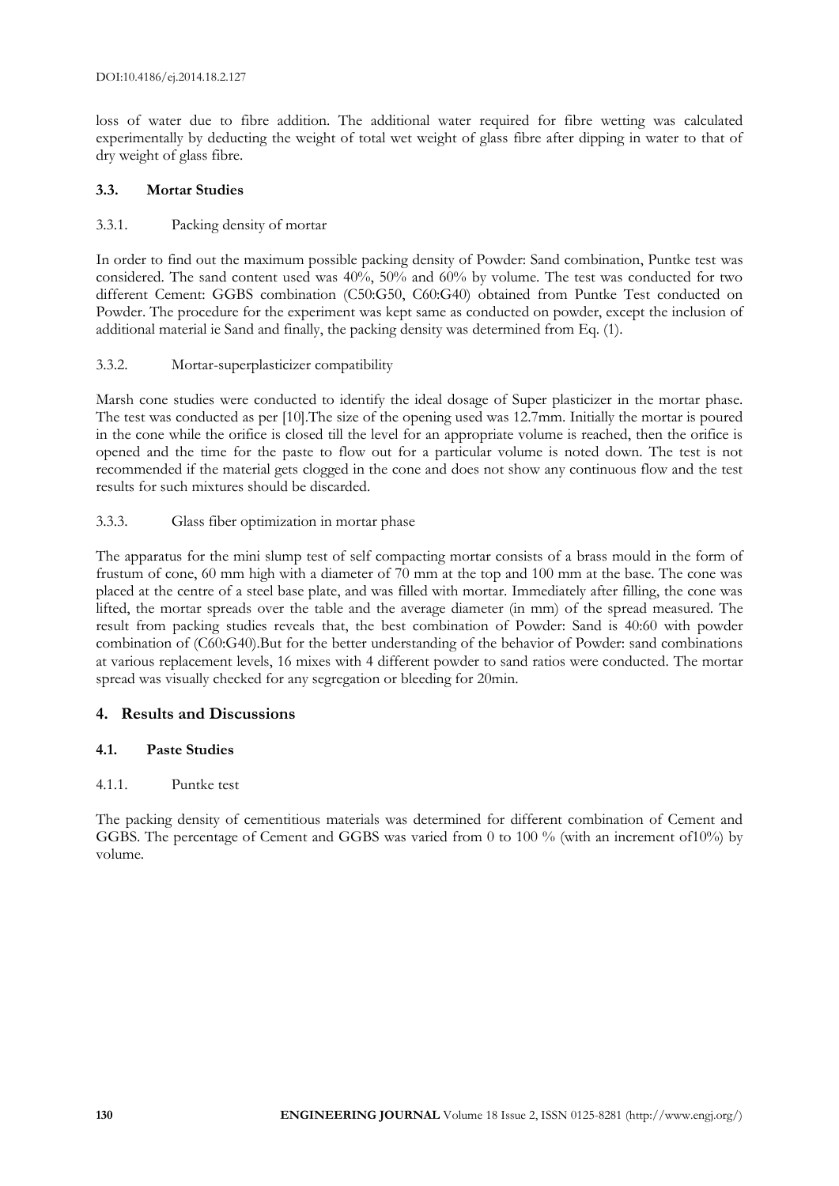loss of water due to fibre addition. The additional water required for fibre wetting was calculated experimentally by deducting the weight of total wet weight of glass fibre after dipping in water to that of dry weight of glass fibre.

### 3.3. Mortar Studies

#### 3.3.1. Packing density of mortar

In order to find out the maximum possible packing density of Powder: Sand combination, Puntke test was considered. The sand content used was 40%, 50% and 60% by volume. The test was conducted for two different Cement: GGBS combination (C50:G50, C60:G40) obtained from Puntke Test conducted on Powder. The procedure for the experiment was kept same as conducted on powder, except the inclusion of additional material ie Sand and finally, the packing density was determined from Eq. (1).

#### 3.3.2. Mortar-superplasticizer compatibility

Marsh cone studies were conducted to identify the ideal dosage of Super plasticizer in the mortar phase. The test was conducted as per [10].The size of the opening used was 12.7mm. Initially the mortar is poured in the cone while the orifice is closed till the level for an appropriate volume is reached, then the orifice is opened and the time for the paste to flow out for a particular volume is noted down. The test is not recommended if the material gets clogged in the cone and does not show any continuous flow and the test results for such mixtures should be discarded.

#### 3.3.3. Glass fiber optimization in mortar phase

The apparatus for the mini slump test of self compacting mortar consists of a brass mould in the form of frustum of cone, 60 mm high with a diameter of 70 mm at the top and 100 mm at the base. The cone was placed at the centre of a steel base plate, and was filled with mortar. Immediately after filling, the cone was lifted, the mortar spreads over the table and the average diameter (in mm) of the spread measured. The result from packing studies reveals that, the best combination of Powder: Sand is 40:60 with powder combination of (C60:G40).But for the better understanding of the behavior of Powder: sand combinations at various replacement levels, 16 mixes with 4 different powder to sand ratios were conducted. The mortar spread was visually checked for any segregation or bleeding for 20min.

## 4. Results and Discussions

### 4.1. Paste Studies

#### 4.1.1. Puntke test

The packing density of cementitious materials was determined for different combination of Cement and GGBS. The percentage of Cement and GGBS was varied from 0 to 100 % (with an increment of10%) by volume.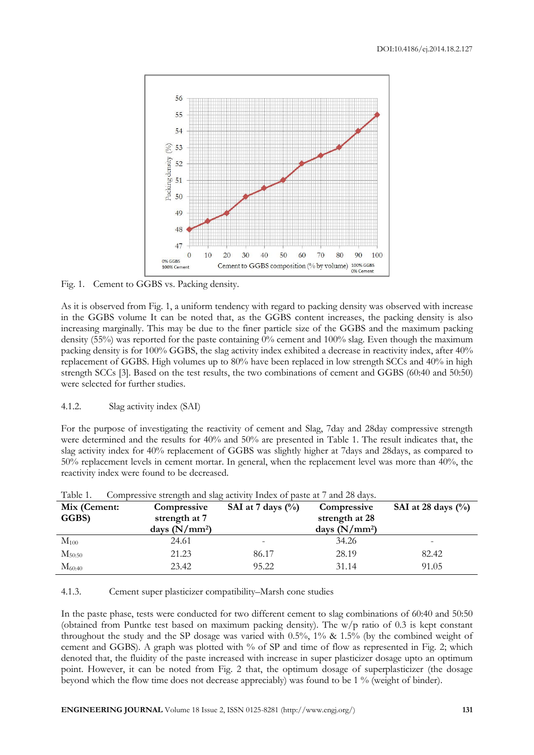Fig. 1. Cement to GGBS vs. Packing density.

As it is observed from Fig. 1, a uniform tendency with regard to packing density was observed with increase in the GGBS volume It can be noted that, as the GGBS content increases, the packing density is also increasing marginally. This may be due to the finer particle size of the GGBS and the maximum packing density (55%) was reported for the paste containing 0% cement and 100% slag. Even though the maximum packing density is for 100% GGBS, the slag activity index exhibited a decrease in reactivity index, after 40% replacement of GGBS. High volumes up to 80% have been replaced in low strength SCCs and 40% in high strength SCCs [3]. Based on the test results, the two combinations of cement and GGBS (60:40 and 50:50) were selected for further studies.

### 4.1.2. Slag activity index (SAI)

For the purpose of investigating the reactivity of cement and Slag, 7day and 28day compressive strength were determined and the results for 40% and 50% are presented in Table 1. The result indicates that, the slag activity index for 40% replacement of GGBS was slightly higher at 7days and 28days, as compared to 50% replacement levels in cement mortar. In general, when the replacement level was more than 40%, the reactivity index were found to be decreased.

Table 1. Compressive strength and slag activity Index of paste at 7 and 28 days.

| Mix (Cement: GGBS) | Compressive strength at 7 days (N/mm²) | SAI at 7 days (%) | Compressive strength at 28 days (N/mm²) | SAI at 28 days (%) |
|---|---|---|---|---|
| $M_{100}$ | 24.61 | - | 34.26 | - |
| $M_{50:50}$ | 21.23 | 86.17 | 28.19 | 82.42 |
| $M_{60:40}$ | 23.42 | 95.22 | 31.14 | 91.05 |

### 4.1.3. Cement super plasticizer compatibility–Marsh cone studies

In the paste phase, tests were conducted for two different cement to slag combinations of 60:40 and 50:50 (obtained from Puntke test based on maximum packing density). The w/p ratio of 0.3 is kept constant throughout the study and the SP dosage was varied with 0.5%, 1% & 1.5% (by the combined weight of cement and GGBS). A graph was plotted with % of SP and time of flow as represented in Fig. 2; which denoted that, the fluidity of the paste increased with increase in super plasticizer dosage upto an optimum point. However, it can be noted from Fig. 2 that, the optimum dosage of superplasticizer (the dosage beyond which the flow time does not decrease appreciably) was found to be 1 % (weight of binder).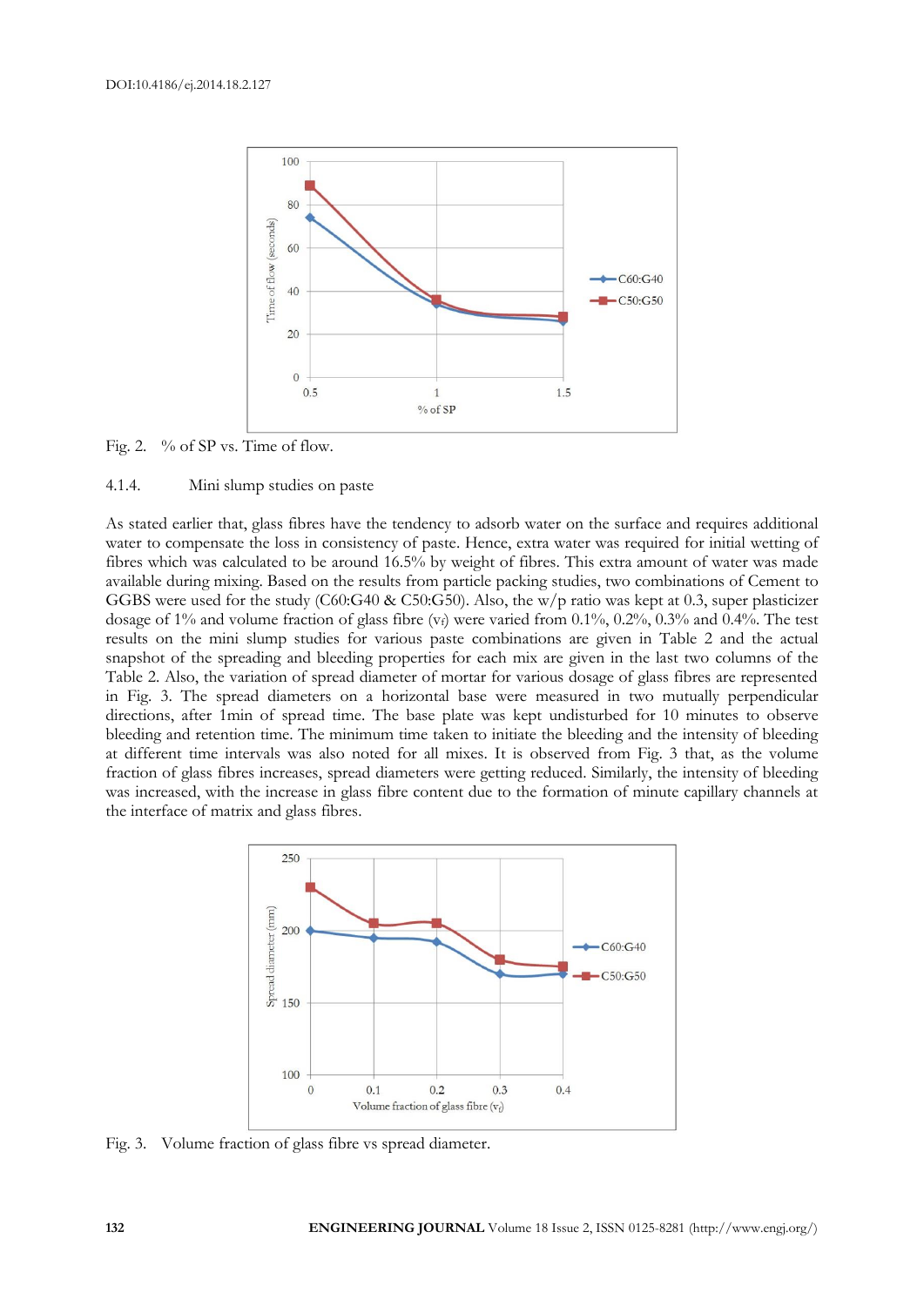Fig. 2. % of SP vs. Time of flow.

4.1.4. Mini slump studies on paste

As stated earlier that, glass fibres have the tendency to adsorb water on the surface and requires additional water to compensate the loss in consistency of paste. Hence, extra water was required for initial wetting of fibres which was calculated to be around 16.5% by weight of fibres. This extra amount of water was made available during mixing. Based on the results from particle packing studies, two combinations of Cement to GGBS were used for the study (C60:G40 & C50:G50). Also, the w/p ratio was kept at 0.3, super plasticizer dosage of 1% and volume fraction of glass fibre ($v_f$) were varied from 0.1%, 0.2%, 0.3% and 0.4%. The test results on the mini slump studies for various paste combinations are given in Table 2 and the actual snapshot of the spreading and bleeding properties for each mix are given in the last two columns of the Table 2. Also, the variation of spread diameter of mortar for various dosage of glass fibres are represented in Fig. 3. The spread diameters on a horizontal base were measured in two mutually perpendicular directions, after 1min of spread time. The base plate was kept undisturbed for 10 minutes to observe bleeding and retention time. The minimum time taken to initiate the bleeding and the intensity of bleeding at different time intervals was also noted for all mixes. It is observed from Fig. 3 that, as the volume fraction of glass fibres increases, spread diameters were getting reduced. Similarly, the intensity of bleeding was increased, with the increase in glass fibre content due to the formation of minute capillary channels at the interface of matrix and glass fibres.

Fig. 3. Volume fraction of glass fibre vs spread diameter.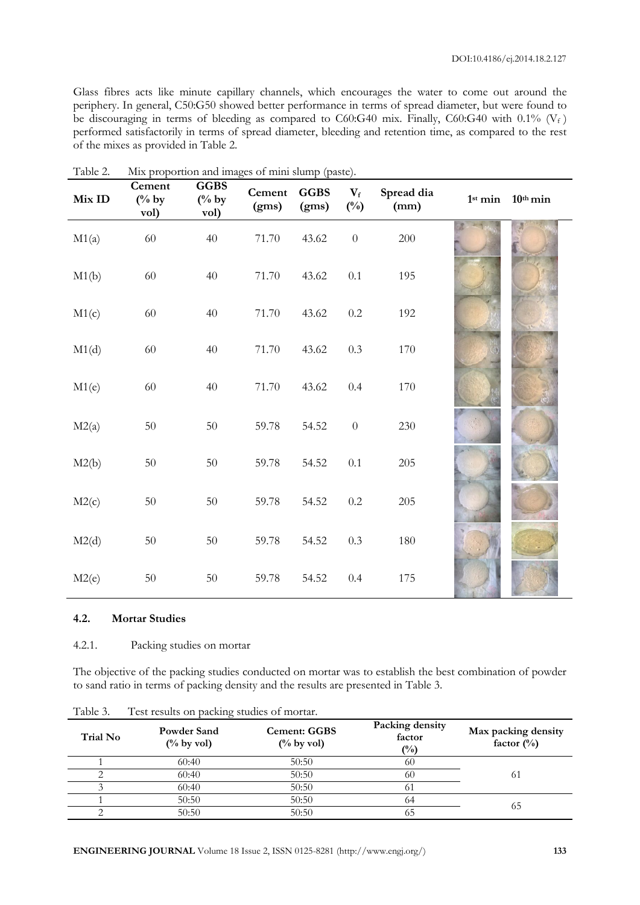Glass fibres acts like minute capillary channels, which encourages the water to come out around the periphery. In general, C50:G50 showed better performance in terms of spread diameter, but were found to be discouraging in terms of bleeding as compared to C60:G40 mix. Finally, C60:G40 with 0.1% ($V_f$) performed satisfactorily in terms of spread diameter, bleeding and retention time, as compared to the rest of the mixes as provided in Table 2.

Table 2. Mix proportion and images of mini slump (paste).

| Mix ID | Cement (% by vol) | GGBS (% by vol) | Cement (gms) | GGBS (gms) | $V_f$ (%) | Spread dia (mm) | 1st min | 10th min |
|---|---|---|---|---|---|---|---|---|
| M1(a) | 60 | 40 | 71.70 | 43.62 | 0 | 200 | | |
| M1(b) | 60 | 40 | 71.70 | 43.62 | 0.1 | 195 | | |
| M1(c) | 60 | 40 | 71.70 | 43.62 | 0.2 | 192 | | |
| M1(d) | 60 | 40 | 71.70 | 43.62 | 0.3 | 170 | | |
| M1(e) | 60 | 40 | 71.70 | 43.62 | 0.4 | 170 | | |
| M2(a) | 50 | 50 | 59.78 | 54.52 | 0 | 230 | | |
| M2(b) | 50 | 50 | 59.78 | 54.52 | 0.1 | 205 | | |
| M2(c) | 50 | 50 | 59.78 | 54.52 | 0.2 | 205 | | |
| M2(d) | 50 | 50 | 59.78 | 54.52 | 0.3 | 180 | | |
| M2(e) | 50 | 50 | 59.78 | 54.52 | 0.4 | 175 | | |

### 4.2. Mortar Studies

#### 4.2.1. Packing studies on mortar

The objective of the packing studies conducted on mortar was to establish the best combination of powder to sand ratio in terms of packing density and the results are presented in Table 3.

Table 3. Test results on packing studies of mortar.

| Trial No | Powder Sand (% by vol) | Cement: GGBS (% by vol) | Packing density factor (%) | Max packing density factor (%) |
|---|---|---|---|---|
| 1 | 60:40 | 50:50 | 60 | 61 |
| 2 | 60:40 | 50:50 | 60 | |
| 3 | 60:40 | 50:50 | 61 | |
| 1 | 50:50 | 50:50 | 64 | 65 |
| 2 | 50:50 | 50:50 | 65 | |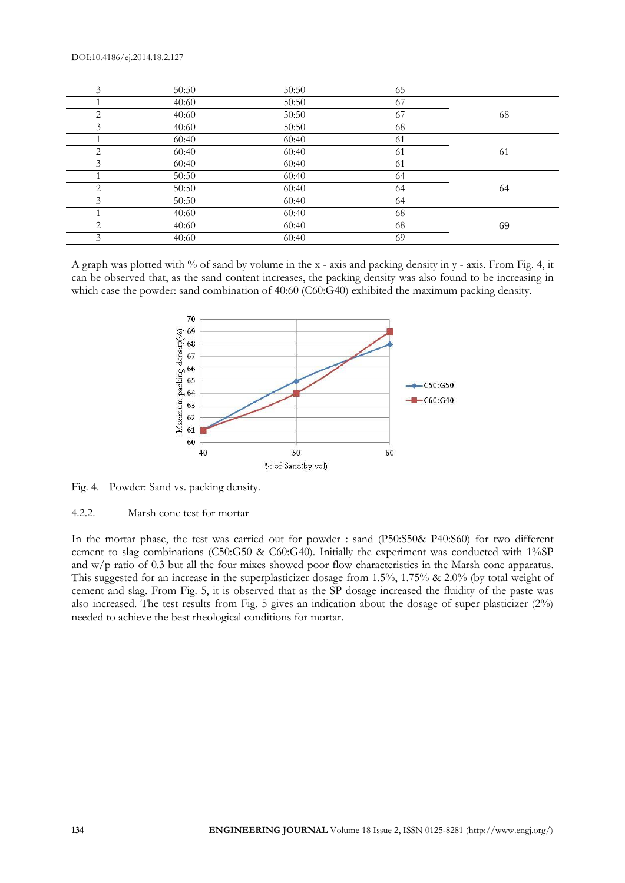| 3 | 50:50 | 50:50 | 65 | |
|---|---|---|---|---|
| 1 | 40:60 | 50:50 | 67 | |
| 2 | 40:60 | 50:50 | 67 | 68 |
| 3 | 40:60 | 50:50 | 68 | |
| 1 | 60:40 | 60:40 | 61 | |
| 2 | 60:40 | 60:40 | 61 | 61 |
| 3 | 60:40 | 60:40 | 61 | |
| 1 | 50:50 | 60:40 | 64 | |
| 2 | 50:50 | 60:40 | 64 | 64 |
| 3 | 50:50 | 60:40 | 64 | |
| 1 | 40:60 | 60:40 | 68 | |
| 2 | 40:60 | 60:40 | 68 | 69 |
| 3 | 40:60 | 60:40 | 69 | |

A graph was plotted with % of sand by volume in the x - axis and packing density in y - axis. From Fig. 4, it can be observed that, as the sand content increases, the packing density was also found to be increasing in which case the powder: sand combination of 40:60 (C60:G40) exhibited the maximum packing density.

Fig. 4. Powder: Sand vs. packing density.

#### 4.2.2. Marsh cone test for mortar

In the mortar phase, the test was carried out for powder : sand (P50:S50& P40:S60) for two different cement to slag combinations (C50:G50 & C60:G40). Initially the experiment was conducted with 1%SP and w/p ratio of 0.3 but all the four mixes showed poor flow characteristics in the Marsh cone apparatus. This suggested for an increase in the superplasticizer dosage from 1.5%, 1.75% & 2.0% (by total weight of cement and slag. From Fig. 5, it is observed that as the SP dosage increased the fluidity of the paste was also increased. The test results from Fig. 5 gives an indication about the dosage of super plasticizer (2%) needed to achieve the best rheological conditions for mortar.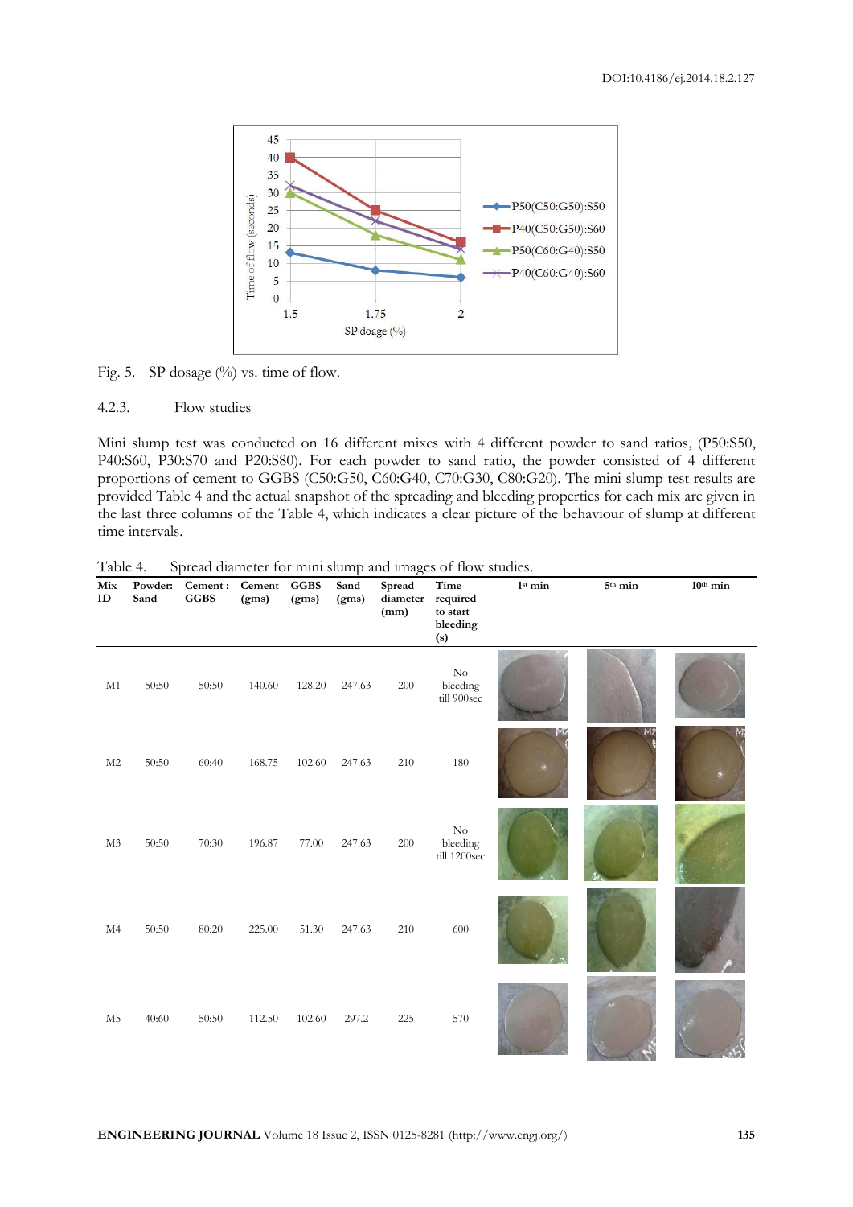Fig. 5. SP dosage (%) vs. time of flow.

#### 4.2.3. Flow studies

Mini slump test was conducted on 16 different mixes with 4 different powder to sand ratios, (P50:S50, P40:S60, P30:S70 and P20:S80). For each powder to sand ratio, the powder consisted of 4 different proportions of cement to GGBS (C50:G50, C60:G40, C70:G30, C80:G20). The mini slump test results are provided Table 4 and the actual snapshot of the spreading and bleeding properties for each mix are given in the last three columns of the Table 4, which indicates a clear picture of the behaviour of slump at different time intervals.

Table 4. Spread diameter for mini slump and images of flow studies.

| Mix ID | Powder: Sand | Cement : GGBS | Cement (gms) | GGBS (gms) | Sand (gms) | Spread diameter (mm) | Time required to start bleeding (s) | 1st min | 5th min | 10th min |
|---|---|---|---|---|---|---|---|---|---|---|
| M1 | 50:50 | 50:50 | 140.60 | 128.20 | 247.63 | 200 | No bleeding till 900sec | | | |
| M2 | 50:50 | 60:40 | 168.75 | 102.60 | 247.63 | 210 | 180 | | | |
| M3 | 50:50 | 70:30 | 196.87 | 77.00 | 247.63 | 200 | No bleeding till 1200sec | | | |
| M4 | 50:50 | 80:20 | 225.00 | 51.30 | 247.63 | 210 | 600 | | | |
| M5 | 40:60 | 50:50 | 112.50 | 102.60 | 297.2 | 225 | 570 | | | |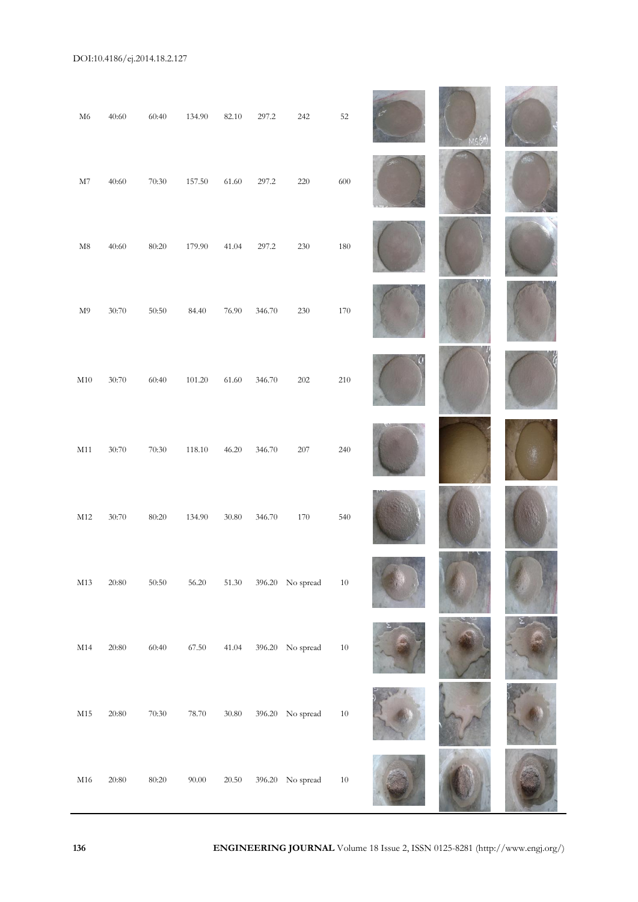| | | | | | | | | | | |
|---|---|---|---|---|---|---|---|---|---|---|
| M6 | 40:60 | 60:40 | 134.90 | 82.10 | 297.2 | 242 | 52 | | | |
| M7 | 40:60 | 70:30 | 157.50 | 61.60 | 297.2 | 220 | 600 | | | |
| M8 | 40:60 | 80:20 | 179.90 | 41.04 | 297.2 | 230 | 180 | | | |
| M9 | 30:70 | 50:50 | 84.40 | 76.90 | 346.70 | 230 | 170 | | | |
| M10 | 30:70 | 60:40 | 101.20 | 61.60 | 346.70 | 202 | 210 | | | |
| M11 | 30:70 | 70:30 | 118.10 | 46.20 | 346.70 | 207 | 240 | | | |
| M12 | 30:70 | 80:20 | 134.90 | 30.80 | 346.70 | 170 | 540 | | | |
| M13 | 20:80 | 50:50 | 56.20 | 51.30 | 396.20 | No spread | 10 | | | |
| M14 | 20:80 | 60:40 | 67.50 | 41.04 | 396.20 | No spread | 10 | | | |
| M15 | 20:80 | 70:30 | 78.70 | 30.80 | 396.20 | No spread | 10 | | | |
| M16 | 20:80 | 80:20 | 90.00 | 20.50 | 396.20 | No spread | 10 | | | |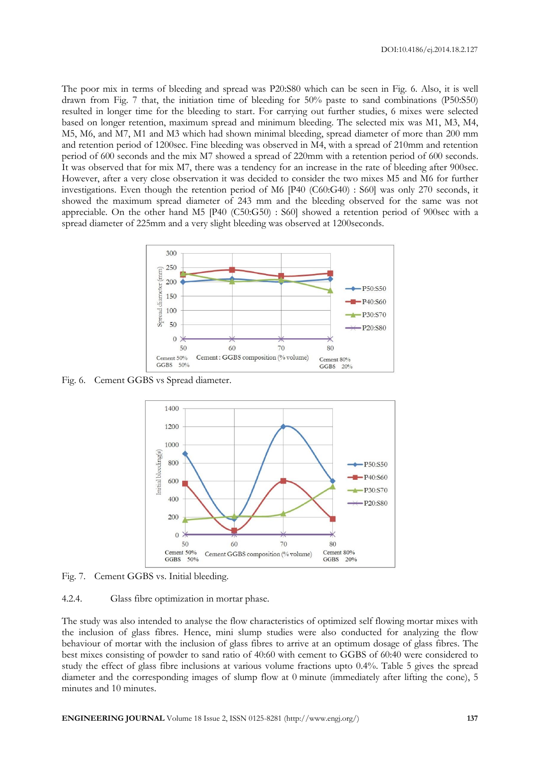The poor mix in terms of bleeding and spread was P20:S80 which can be seen in Fig. 6. Also, it is well drawn from Fig. 7 that, the initiation time of bleeding for 50% paste to sand combinations (P50:S50) resulted in longer time for the bleeding to start. For carrying out further studies, 6 mixes were selected based on longer retention, maximum spread and minimum bleeding. The selected mix was M1, M3, M4, M5, M6, and M7, M1 and M3 which had shown minimal bleeding, spread diameter of more than 200 mm and retention period of 1200sec. Fine bleeding was observed in M4, with a spread of 210mm and retention period of 600 seconds and the mix M7 showed a spread of 220mm with a retention period of 600 seconds. It was observed that for mix M7, there was a tendency for an increase in the rate of bleeding after 900sec. However, after a very close observation it was decided to consider the two mixes M5 and M6 for further investigations. Even though the retention period of M6 [P40 (C60:G40) : S60] was only 270 seconds, it showed the maximum spread diameter of 243 mm and the bleeding observed for the same was not appreciable. On the other hand M5 [P40 (C50:G50) : S60] showed a retention period of 900sec with a spread diameter of 225mm and a very slight bleeding was observed at 1200seconds.

Fig. 6. Cement GGBS vs Spread diameter.

Fig. 7. Cement GGBS vs. Initial bleeding.

4.2.4. Glass fibre optimization in mortar phase.

The study was also intended to analyse the flow characteristics of optimized self flowing mortar mixes with the inclusion of glass fibres. Hence, mini slump studies were also conducted for analyzing the flow behaviour of mortar with the inclusion of glass fibres to arrive at an optimum dosage of glass fibres. The best mixes consisting of powder to sand ratio of 40:60 with cement to GGBS of 60:40 were considered to study the effect of glass fibre inclusions at various volume fractions upto 0.4%. Table 5 gives the spread diameter and the corresponding images of slump flow at 0 minute (immediately after lifting the cone), 5 minutes and 10 minutes.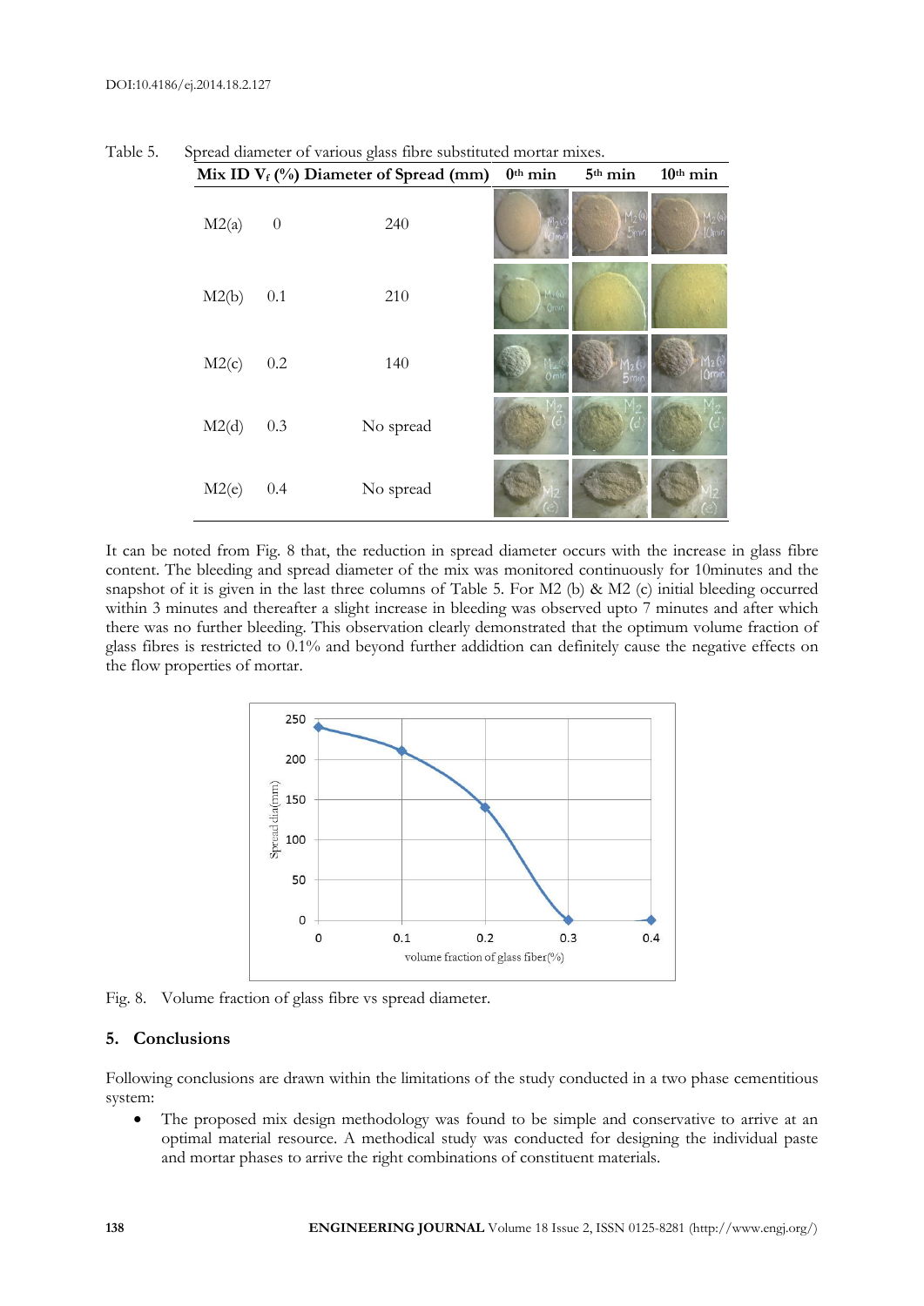Table 5. Spread diameter of various glass fibre substituted mortar mixes.

| Mix ID | $V_f$ (%) | Diameter of Spread (mm) | $0^{th}$ min | $5^{th}$ min | $10^{th}$ min |
|---|---|---|---|---|---|
| M2(a) | 0 | 240 | | | |
| M2(b) | 0.1 | 210 | | | |
| M2(c) | 0.2 | 140 | | | |
| M2(d) | 0.3 | No spread | | | |
| M2(e) | 0.4 | No spread | | | |

It can be noted from Fig. 8 that, the reduction in spread diameter occurs with the increase in glass fibre content. The bleeding and spread diameter of the mix was monitored continuously for 10minutes and the snapshot of it is given in the last three columns of Table 5. For M2 (b) & M2 (c) initial bleeding occurred within 3 minutes and thereafter a slight increase in bleeding was observed upto 7 minutes and after which there was no further bleeding. This observation clearly demonstrated that the optimum volume fraction of glass fibres is restricted to 0.1% and beyond further addidtion can definitely cause the negative effects on the flow properties of mortar.

Fig. 8. Volume fraction of glass fibre vs spread diameter.

## 5. Conclusions

Following conclusions are drawn within the limitations of the study conducted in a two phase cementitious system:

- The proposed mix design methodology was found to be simple and conservative to arrive at an optimal material resource. A methodical study was conducted for designing the individual paste and mortar phases to arrive the right combinations of constituent materials.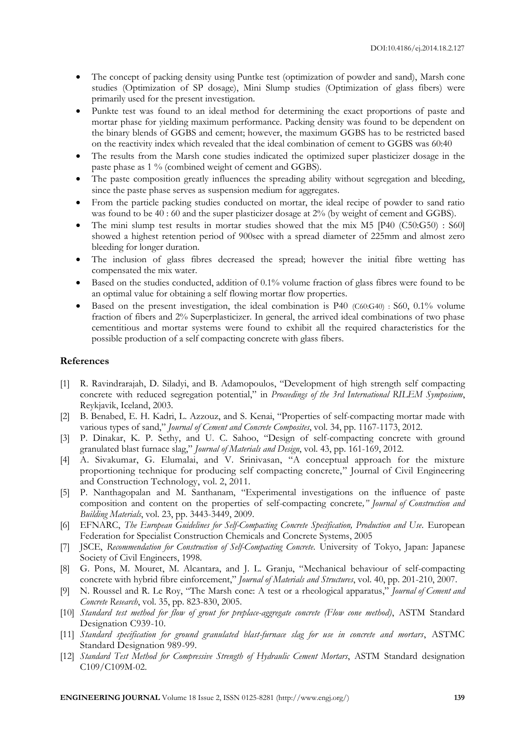- The concept of packing density using Puntke test (optimization of powder and sand), Marsh cone studies (Optimization of SP dosage), Mini Slump studies (Optimization of glass fibers) were primarily used for the present investigation.
- Punkte test was found to an ideal method for determining the exact proportions of paste and mortar phase for yielding maximum performance. Packing density was found to be dependent on the binary blends of GGBS and cement; however, the maximum GGBS has to be restricted based on the reactivity index which revealed that the ideal combination of cement to GGBS was 60:40
- The results from the Marsh cone studies indicated the optimized super plasticizer dosage in the paste phase as 1 % (combined weight of cement and GGBS).
- The paste composition greatly influences the spreading ability without segregation and bleeding, since the paste phase serves as suspension medium for aggregates.
- From the particle packing studies conducted on mortar, the ideal recipe of powder to sand ratio was found to be 40 : 60 and the super plasticizer dosage at 2% (by weight of cement and GGBS).
- The mini slump test results in mortar studies showed that the mix M5 [P40 (C50:G50) : S60] showed a highest retention period of 900sec with a spread diameter of 225mm and almost zero bleeding for longer duration.
- The inclusion of glass fibres decreased the spread; however the initial fibre wetting has compensated the mix water.
- Based on the studies conducted, addition of 0.1% volume fraction of glass fibres were found to be an optimal value for obtaining a self flowing mortar flow properties.
- Based on the present investigation, the ideal combination is P40 (C60:G40) : S60, 0.1% volume fraction of fibers and 2% Superplasticizer. In general, the arrived ideal combinations of two phase cementitious and mortar systems were found to exhibit all the required characteristics for the possible production of a self compacting concrete with glass fibers.

## References

[1] R. Ravindrarajah, D. Siladyi, and B. Adamopoulos, "Development of high strength self compacting concrete with reduced segregation potential," in *Proceedings of the 3rd International RILEM Symposium*, Reykjavik, Iceland, 2003.

[2] B. Benabed, E. H. Kadri, L. Azzouz, and S. Kenai, "Properties of self-compacting mortar made with various types of sand," *Journal of Cement and Concrete Composites*, vol. 34, pp. 1167-1173, 2012.

[3] P. Dinakar, K. P. Sethy, and U. C. Sahoo, "Design of self-compacting concrete with ground granulated blast furnace slag," *Journal of Materials and Design*, vol. 43, pp. 161-169, 2012.

[4] A. Sivakumar, G. Elumalai, and V. Srinivasan, "A conceptual approach for the mixture proportioning technique for producing self compacting concrete," Journal of Civil Engineering and Construction Technology, vol. 2, 2011.

[5] P. Nanthagopalan and M. Santhanam, "Experimental investigations on the influence of paste composition and content on the properties of self-compacting concrete*," Journal of Construction and Building Materials*, vol. 23, pp. 3443-3449, 2009.

[6] EFNARC, *The European Guidelines for Self-Compacting Concrete Specification, Production and Use*. European Federation for Specialist Construction Chemicals and Concrete Systems, 2005

[7] JSCE, *Recommendation for Construction of Self-Compacting Concrete*. University of Tokyo, Japan: Japanese Society of Civil Engineers, 1998.

[8] G. Pons, M. Mouret, M. Alcantara, and J. L. Granju, "Mechanical behaviour of self-compacting concrete with hybrid fibre einforcement," *Journal of Materials and Structures*, vol. 40, pp. 201-210, 2007.

[9] N. Roussel and R. Le Roy, "The Marsh cone: A test or a rheological apparatus," *Journal of Cement and Concrete Research*, vol. 35, pp. 823-830, 2005.

[10] *Standard test method for flow of grout for preplace-aggregate concrete (Flow cone method)*, ASTM Standard Designation C939-10.

[11] *Standard specification for ground granulated blast-furnace slag for use in concrete and mortars*, ASTMC Standard Designation 989-99.

[12] *Standard Test Method for Compressive Strength of Hydraulic Cement Mortars*, ASTM Standard designation C109/C109M-02.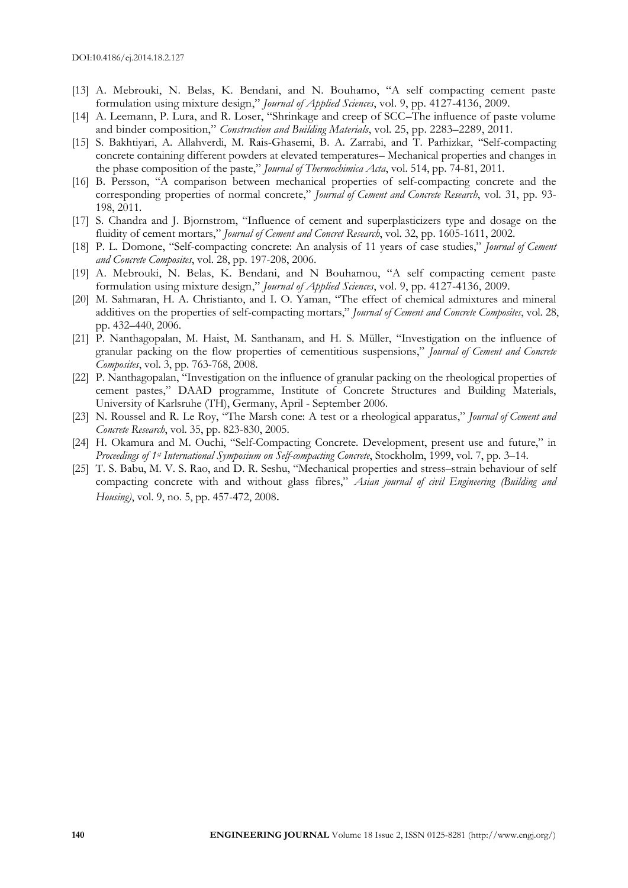[13] A. Mebrouki, N. Belas, K. Bendani, and N. Bouhamo, "A self compacting cement paste formulation using mixture design," *Journal of Applied Sciences*, vol. 9, pp. 4127-4136, 2009.

[14] A. Leemann, P. Lura, and R. Loser, "Shrinkage and creep of SCC–The influence of paste volume and binder composition," *Construction and Building Materials*, vol. 25, pp. 2283–2289, 2011.

[15] S. Bakhtiyari, A. Allahverdi, M. Rais-Ghasemi, B. A. Zarrabi, and T. Parhizkar, "Self-compacting concrete containing different powders at elevated temperatures– Mechanical properties and changes in the phase composition of the paste," *Journal of Thermochimica Acta*, vol. 514, pp. 74-81, 2011.

[16] B. Persson, "A comparison between mechanical properties of self-compacting concrete and the corresponding properties of normal concrete," *Journal of Cement and Concrete Research*, vol. 31, pp. 93-198, 2011.

[17] S. Chandra and J. Bjornstrom, "Influence of cement and superplasticizers type and dosage on the fluidity of cement mortars," *Journal of Cement and Concret Research*, vol. 32, pp. 1605-1611, 2002.

[18] P. L. Domone, "Self-compacting concrete: An analysis of 11 years of case studies," *Journal of Cement and Concrete Composites*, vol. 28, pp. 197-208, 2006.

[19] A. Mebrouki, N. Belas, K. Bendani, and N Bouhamou, "A self compacting cement paste formulation using mixture design," *Journal of Applied Sciences*, vol. 9, pp. 4127-4136, 2009.

[20] M. Sahmaran, H. A. Christianto, and I. O. Yaman, "The effect of chemical admixtures and mineral additives on the properties of self-compacting mortars," *Journal of Cement and Concrete Composites*, vol. 28, pp. 432–440, 2006.

[21] P. Nanthagopalan, M. Haist, M. Santhanam, and H. S. Müller, "Investigation on the influence of granular packing on the flow properties of cementitious suspensions," *Journal of Cement and Concrete Composites*, vol. 3, pp. 763-768, 2008.

[22] P. Nanthagopalan, "Investigation on the influence of granular packing on the rheological properties of cement pastes," DAAD programme, Institute of Concrete Structures and Building Materials, University of Karlsruhe (TH), Germany, April - September 2006.

[23] N. Roussel and R. Le Roy, "The Marsh cone: A test or a rheological apparatus," *Journal of Cement and Concrete Research*, vol. 35, pp. 823-830, 2005.

[24] H. Okamura and M. Ouchi, "Self-Compacting Concrete. Development, present use and future," in *Proceedings of 1st International Symposium on Self-compacting Concrete*, Stockholm, 1999, vol. 7, pp. 3–14.

[25] T. S. Babu, M. V. S. Rao, and D. R. Seshu, "Mechanical properties and stress–strain behaviour of self compacting concrete with and without glass fibres," *Asian journal of civil Engineering (Building and Housing)*, vol. 9, no. 5, pp. 457-472, 2008.